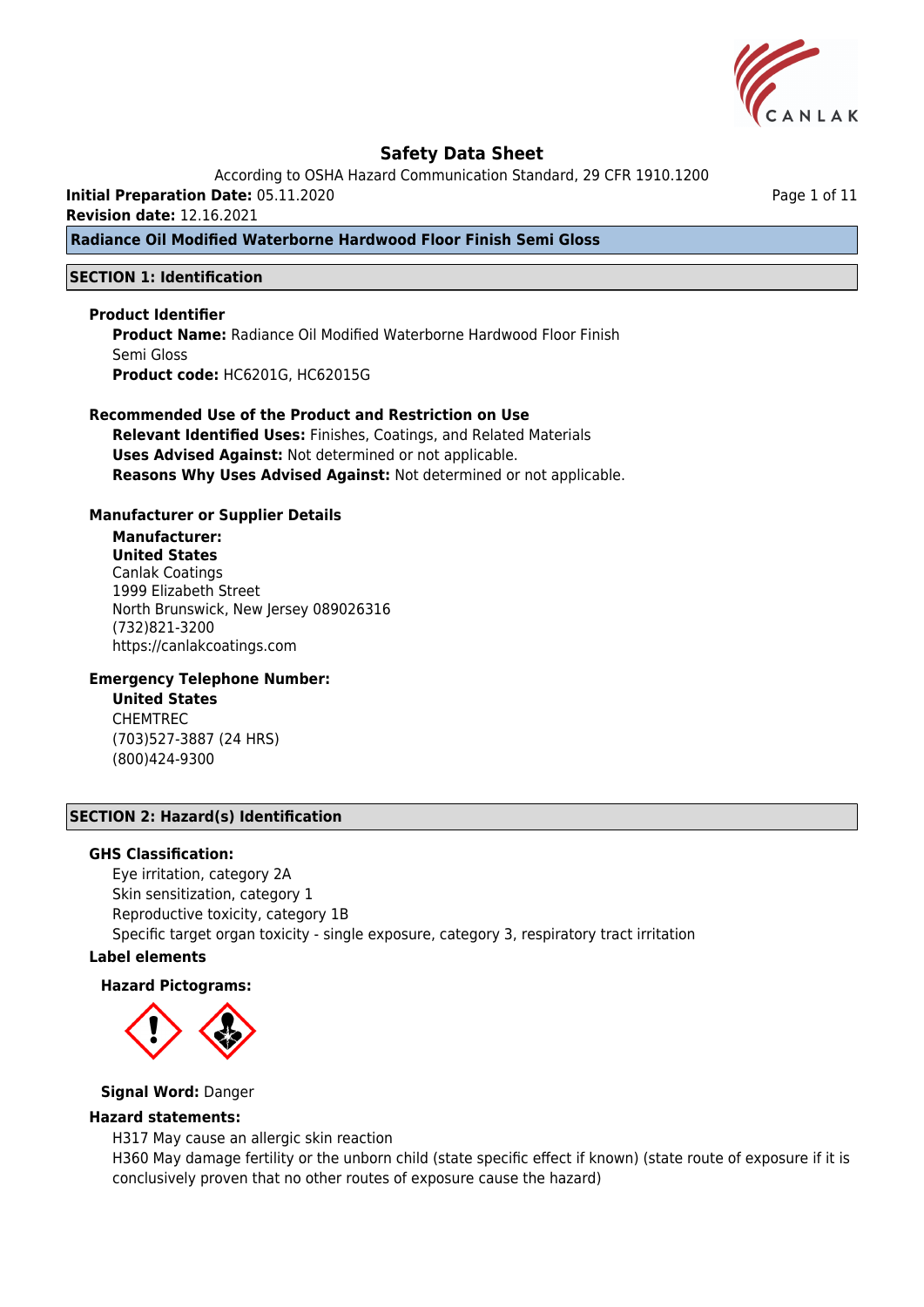# Safety Data Sheet

According to OSHA Hazard Communication Standard, 29 CFR 1910.1200

**Initial Preparation Date:** 05.11.2020

**Revision date:** 12.16.2021

**Radiance Oil Modified Waterborne Hardwood Floor Finish Semi Gloss**

## SECTION 1: Identification

### Product Identifier

**Product Name:** Radiance Oil Modified Waterborne Hardwood Floor Finish Semi Gloss

**Product code:** HC6201G, HC62015G

### Recommended Use of the Product and Restriction on Use

**Relevant Identified Uses:** Finishes, Coatings, and Related Materials

**Uses Advised Against:** Not determined or not applicable.

**Reasons Why Uses Advised Against:** Not determined or not applicable.

### Manufacturer or Supplier Details

**Manufacturer:**

**United States**

Canlak Coatings
1999 Elizabeth Street
North Brunswick, New Jersey 089026316
(732)821-3200
https://canlakcoatings.com

### Emergency Telephone Number:

**United States**

CHEMTREC
(703)527-3887 (24 HRS)
(800)424-9300

## SECTION 2: Hazard(s) Identification

### GHS Classification:

Eye irritation, category 2A
Skin sensitization, category 1
Reproductive toxicity, category 1B
Specific target organ toxicity - single exposure, category 3, respiratory tract irritation

### Label elements

**Hazard Pictograms:**

**Signal Word:** Danger

### Hazard statements:

H317 May cause an allergic skin reaction
H360 May damage fertility or the unborn child (state specific effect if known) (state route of exposure if it is conclusively proven that no other routes of exposure cause the hazard)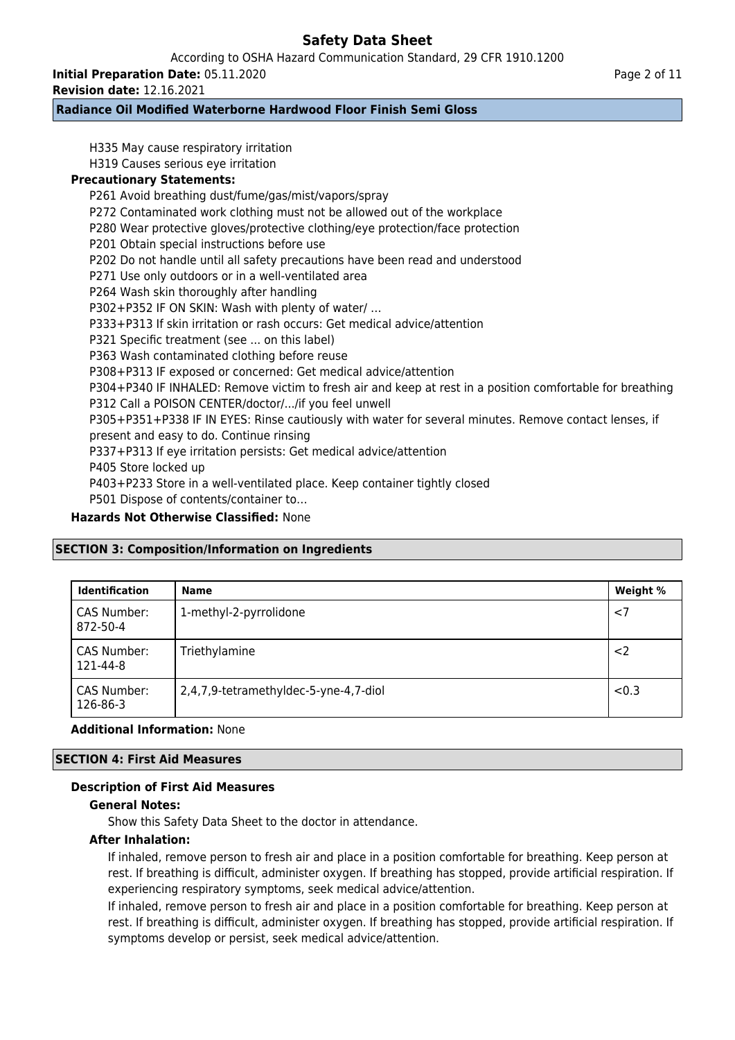H335 May cause respiratory irritation
H319 Causes serious eye irritation

**Precautionary Statements:**

P261 Avoid breathing dust/fume/gas/mist/vapors/spray
P272 Contaminated work clothing must not be allowed out of the workplace
P280 Wear protective gloves/protective clothing/eye protection/face protection
P201 Obtain special instructions before use
P202 Do not handle until all safety precautions have been read and understood
P271 Use only outdoors or in a well-ventilated area
P264 Wash skin thoroughly after handling
P302+P352 IF ON SKIN: Wash with plenty of water/ ...
P333+P313 If skin irritation or rash occurs: Get medical advice/attention
P321 Specific treatment (see ... on this label)
P363 Wash contaminated clothing before reuse
P308+P313 IF exposed or concerned: Get medical advice/attention
P304+P340 IF INHALED: Remove victim to fresh air and keep at rest in a position comfortable for breathing
P312 Call a POISON CENTER/doctor/.../if you feel unwell
P305+P351+P338 IF IN EYES: Rinse cautiously with water for several minutes. Remove contact lenses, if present and easy to do. Continue rinsing
P337+P313 If eye irritation persists: Get medical advice/attention
P405 Store locked up
P403+P233 Store in a well-ventilated place. Keep container tightly closed
P501 Dispose of contents/container to...

**Hazards Not Otherwise Classified:** None

## SECTION 3: Composition/Information on Ingredients

| Identification | Name | Weight % |
|---|---|---|
| CAS Number: 872-50-4 | 1-methyl-2-pyrrolidone | <7 |
| CAS Number: 121-44-8 | Triethylamine | <2 |
| CAS Number: 126-86-3 | 2,4,7,9-tetramethyldec-5-yne-4,7-diol | <0.3 |

**Additional Information:** None

## SECTION 4: First Aid Measures

### Description of First Aid Measures

**General Notes:**

Show this Safety Data Sheet to the doctor in attendance.

**After Inhalation:**

If inhaled, remove person to fresh air and place in a position comfortable for breathing. Keep person at rest. If breathing is difficult, administer oxygen. If breathing has stopped, provide artificial respiration. If experiencing respiratory symptoms, seek medical advice/attention.

If inhaled, remove person to fresh air and place in a position comfortable for breathing. Keep person at rest. If breathing is difficult, administer oxygen. If breathing has stopped, provide artificial respiration. If symptoms develop or persist, seek medical advice/attention.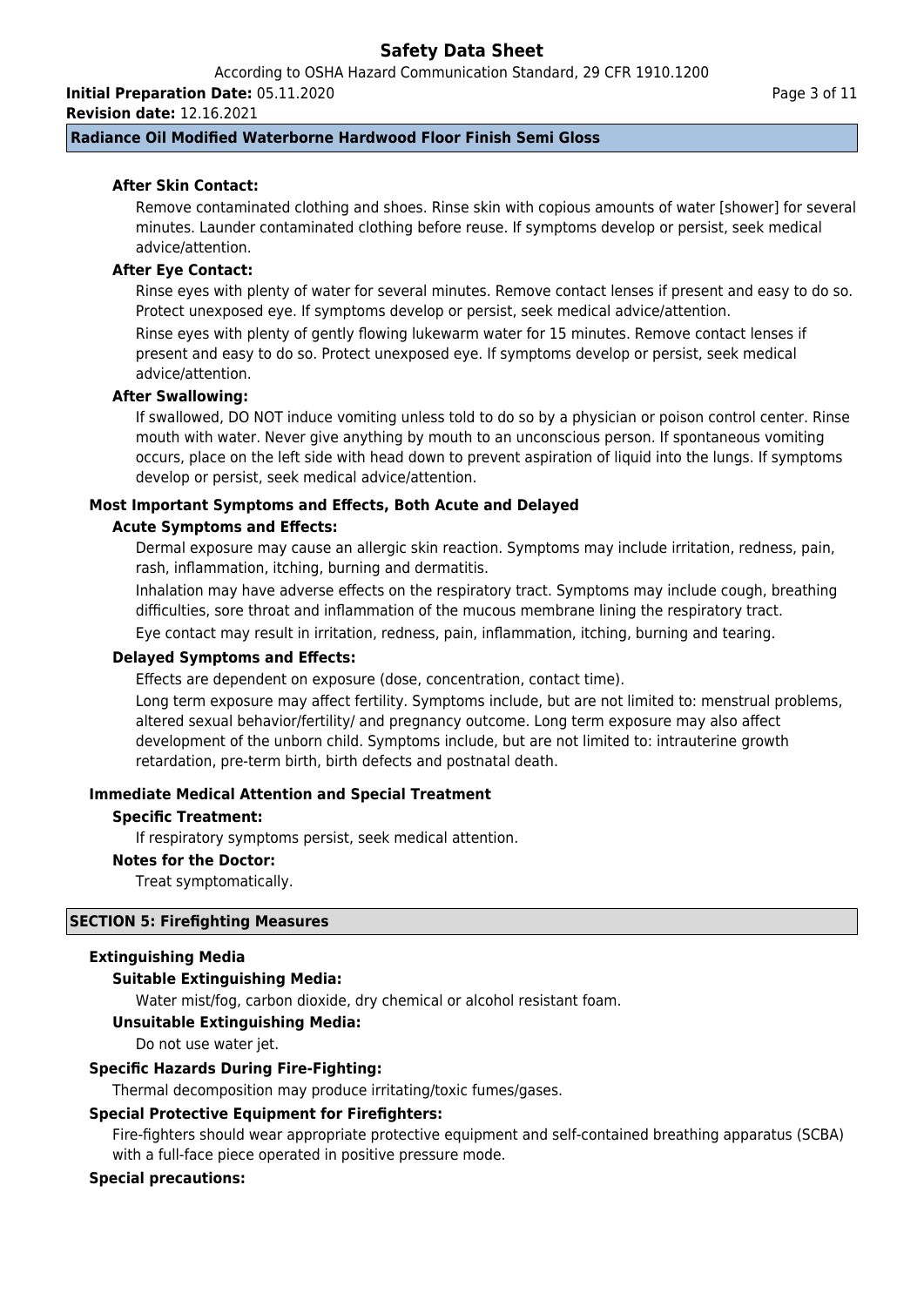### After Skin Contact:

Remove contaminated clothing and shoes. Rinse skin with copious amounts of water [shower] for several minutes. Launder contaminated clothing before reuse. If symptoms develop or persist, seek medical advice/attention.

### After Eye Contact:

Rinse eyes with plenty of water for several minutes. Remove contact lenses if present and easy to do so. Protect unexposed eye. If symptoms develop or persist, seek medical advice/attention.

Rinse eyes with plenty of gently flowing lukewarm water for 15 minutes. Remove contact lenses if present and easy to do so. Protect unexposed eye. If symptoms develop or persist, seek medical advice/attention.

### After Swallowing:

If swallowed, DO NOT induce vomiting unless told to do so by a physician or poison control center. Rinse mouth with water. Never give anything by mouth to an unconscious person. If spontaneous vomiting occurs, place on the left side with head down to prevent aspiration of liquid into the lungs. If symptoms develop or persist, seek medical advice/attention.

## Most Important Symptoms and Effects, Both Acute and Delayed

### Acute Symptoms and Effects:

Dermal exposure may cause an allergic skin reaction. Symptoms may include irritation, redness, pain, rash, inflammation, itching, burning and dermatitis.

Inhalation may have adverse effects on the respiratory tract. Symptoms may include cough, breathing difficulties, sore throat and inflammation of the mucous membrane lining the respiratory tract.

Eye contact may result in irritation, redness, pain, inflammation, itching, burning and tearing.

### Delayed Symptoms and Effects:

Effects are dependent on exposure (dose, concentration, contact time).

Long term exposure may affect fertility. Symptoms include, but are not limited to: menstrual problems, altered sexual behavior/fertility/ and pregnancy outcome. Long term exposure may also affect development of the unborn child. Symptoms include, but are not limited to: intrauterine growth retardation, pre-term birth, birth defects and postnatal death.

## Immediate Medical Attention and Special Treatment

### Specific Treatment:

If respiratory symptoms persist, seek medical attention.

### Notes for the Doctor:

Treat symptomatically.

# SECTION 5: Firefighting Measures

## Extinguishing Media

### Suitable Extinguishing Media:

Water mist/fog, carbon dioxide, dry chemical or alcohol resistant foam.

### Unsuitable Extinguishing Media:

Do not use water jet.

## Specific Hazards During Fire-Fighting:

Thermal decomposition may produce irritating/toxic fumes/gases.

## Special Protective Equipment for Firefighters:

Fire-fighters should wear appropriate protective equipment and self-contained breathing apparatus (SCBA) with a full-face piece operated in positive pressure mode.

## Special precautions: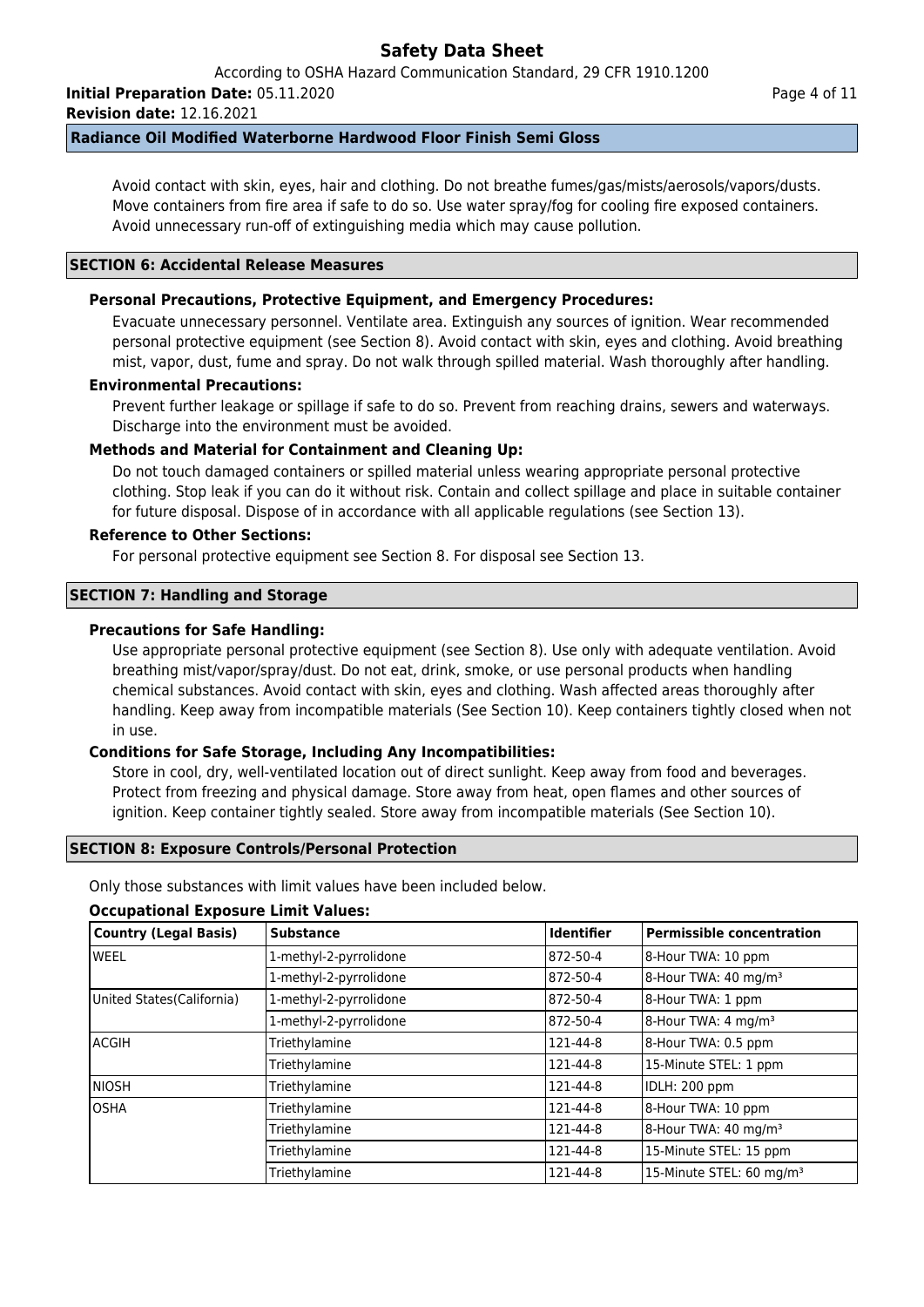Avoid contact with skin, eyes, hair and clothing. Do not breathe fumes/gas/mists/aerosols/vapors/dusts. Move containers from fire area if safe to do so. Use water spray/fog for cooling fire exposed containers. Avoid unnecessary run-off of extinguishing media which may cause pollution.

## SECTION 6: Accidental Release Measures

### Personal Precautions, Protective Equipment, and Emergency Procedures:

Evacuate unnecessary personnel. Ventilate area. Extinguish any sources of ignition. Wear recommended personal protective equipment (see Section 8). Avoid contact with skin, eyes and clothing. Avoid breathing mist, vapor, dust, fume and spray. Do not walk through spilled material. Wash thoroughly after handling.

### Environmental Precautions:

Prevent further leakage or spillage if safe to do so. Prevent from reaching drains, sewers and waterways. Discharge into the environment must be avoided.

### Methods and Material for Containment and Cleaning Up:

Do not touch damaged containers or spilled material unless wearing appropriate personal protective clothing. Stop leak if you can do it without risk. Contain and collect spillage and place in suitable container for future disposal. Dispose of in accordance with all applicable regulations (see Section 13).

### Reference to Other Sections:

For personal protective equipment see Section 8. For disposal see Section 13.

## SECTION 7: Handling and Storage

### Precautions for Safe Handling:

Use appropriate personal protective equipment (see Section 8). Use only with adequate ventilation. Avoid breathing mist/vapor/spray/dust. Do not eat, drink, smoke, or use personal products when handling chemical substances. Avoid contact with skin, eyes and clothing. Wash affected areas thoroughly after handling. Keep away from incompatible materials (See Section 10). Keep containers tightly closed when not in use.

### Conditions for Safe Storage, Including Any Incompatibilities:

Store in cool, dry, well-ventilated location out of direct sunlight. Keep away from food and beverages. Protect from freezing and physical damage. Store away from heat, open flames and other sources of ignition. Keep container tightly sealed. Store away from incompatible materials (See Section 10).

## SECTION 8: Exposure Controls/Personal Protection

Only those substances with limit values have been included below.

### Occupational Exposure Limit Values:

| Country (Legal Basis) | Substance | Identifier | Permissible concentration |
|---|---|---|---|
| WEEL | 1-methyl-2-pyrrolidone | 872-50-4 | 8-Hour TWA: 10 ppm |
| | 1-methyl-2-pyrrolidone | 872-50-4 | 8-Hour TWA: 40 mg/m³ |
| United States(California) | 1-methyl-2-pyrrolidone | 872-50-4 | 8-Hour TWA: 1 ppm |
| | 1-methyl-2-pyrrolidone | 872-50-4 | 8-Hour TWA: 4 mg/m³ |
| ACGIH | Triethylamine | 121-44-8 | 8-Hour TWA: 0.5 ppm |
| | Triethylamine | 121-44-8 | 15-Minute STEL: 1 ppm |
| NIOSH | Triethylamine | 121-44-8 | IDLH: 200 ppm |
| OSHA | Triethylamine | 121-44-8 | 8-Hour TWA: 10 ppm |
| | Triethylamine | 121-44-8 | 8-Hour TWA: 40 mg/m³ |
| | Triethylamine | 121-44-8 | 15-Minute STEL: 15 ppm |
| | Triethylamine | 121-44-8 | 15-Minute STEL: 60 mg/m³ |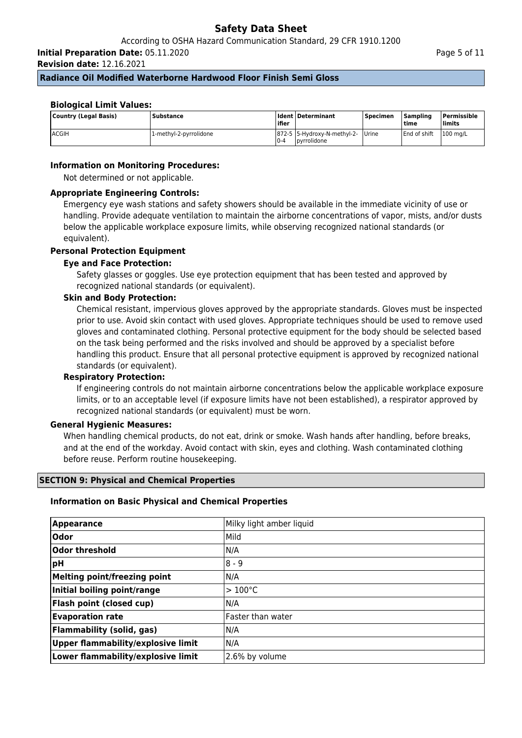**Radiance Oil Modified Waterborne Hardwood Floor Finish Semi Gloss**

**Biological Limit Values:**

| Country (Legal Basis) | Substance | Identifier | Determinant | Specimen | Sampling time | Permissible limits |
|---|---|---|---|---|---|---|
| ACGIH | 1-methyl-2-pyrrolidone | 872-50-4 | 5-Hydroxy-N-methyl-2-pyrrolidone | Urine | End of shift | 100 mg/L |

**Information on Monitoring Procedures:**

Not determined or not applicable.

**Appropriate Engineering Controls:**

Emergency eye wash stations and safety showers should be available in the immediate vicinity of use or handling. Provide adequate ventilation to maintain the airborne concentrations of vapor, mists, and/or dusts below the applicable workplace exposure limits, while observing recognized national standards (or equivalent).

**Personal Protection Equipment**

**Eye and Face Protection:**

Safety glasses or goggles. Use eye protection equipment that has been tested and approved by recognized national standards (or equivalent).

**Skin and Body Protection:**

Chemical resistant, impervious gloves approved by the appropriate standards. Gloves must be inspected prior to use. Avoid skin contact with used gloves. Appropriate techniques should be used to remove used gloves and contaminated clothing. Personal protective equipment for the body should be selected based on the task being performed and the risks involved and should be approved by a specialist before handling this product. Ensure that all personal protective equipment is approved by recognized national standards (or equivalent).

**Respiratory Protection:**

If engineering controls do not maintain airborne concentrations below the applicable workplace exposure limits, or to an acceptable level (if exposure limits have not been established), a respirator approved by recognized national standards (or equivalent) must be worn.

**General Hygienic Measures:**

When handling chemical products, do not eat, drink or smoke. Wash hands after handling, before breaks, and at the end of the workday. Avoid contact with skin, eyes and clothing. Wash contaminated clothing before reuse. Perform routine housekeeping.

## SECTION 9: Physical and Chemical Properties

**Information on Basic Physical and Chemical Properties**

| Property | Value |
|---|---|
| **Appearance** | Milky light amber liquid |
| **Odor** | Mild |
| **Odor threshold** | N/A |
| **pH** | 8 - 9 |
| **Melting point/freezing point** | N/A |
| **Initial boiling point/range** | > 100°C |
| **Flash point (closed cup)** | N/A |
| **Evaporation rate** | Faster than water |
| **Flammability (solid, gas)** | N/A |
| **Upper flammability/explosive limit** | N/A |
| **Lower flammability/explosive limit** | 2.6% by volume |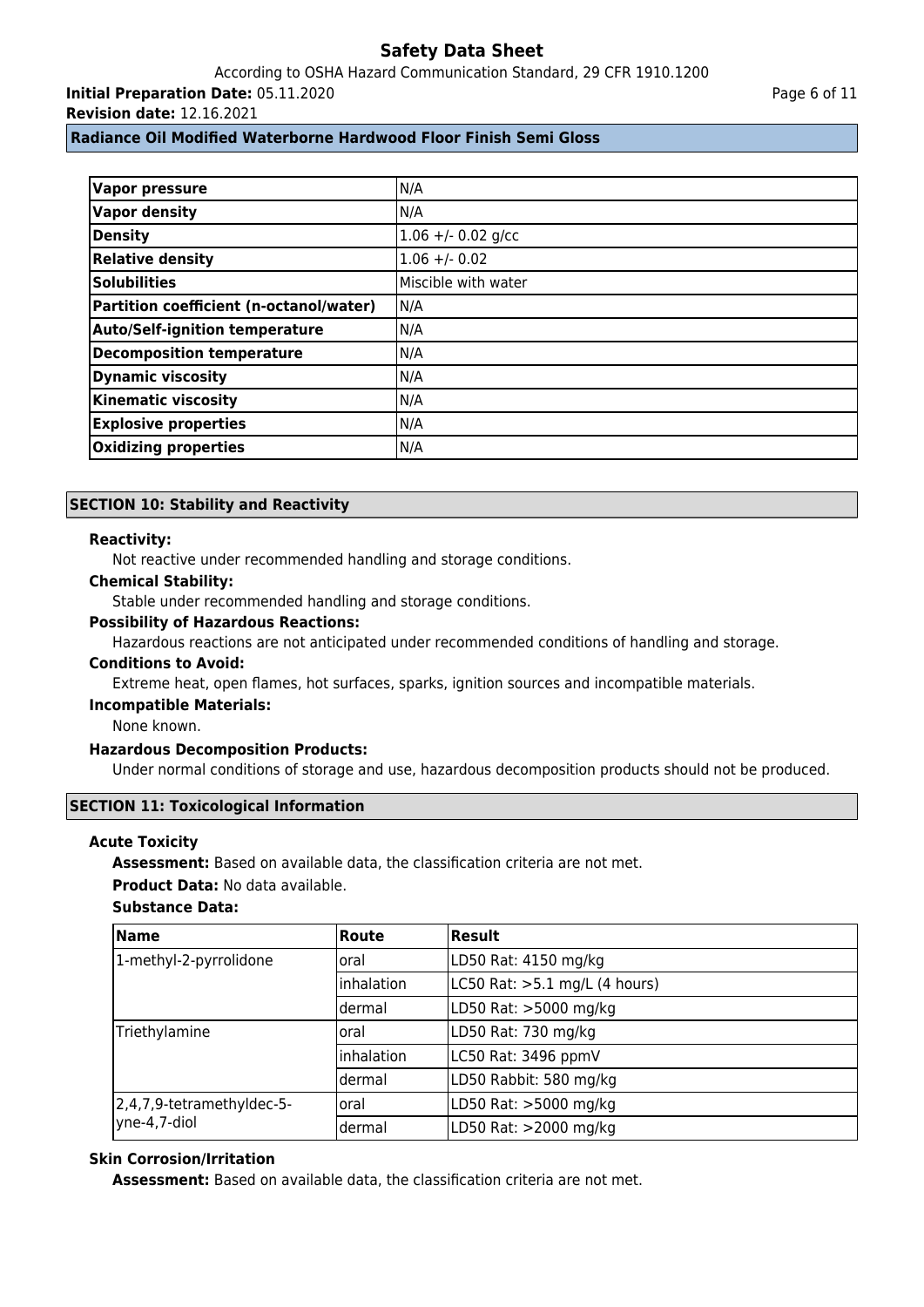| Vapor pressure | N/A |
|---|---|
| Vapor density | N/A |
| Density | 1.06 +/- 0.02 g/cc |
| Relative density | 1.06 +/- 0.02 |
| Solubilities | Miscible with water |
| Partition coefficient (n-octanol/water) | N/A |
| Auto/Self-ignition temperature | N/A |
| Decomposition temperature | N/A |
| Dynamic viscosity | N/A |
| Kinematic viscosity | N/A |
| Explosive properties | N/A |
| Oxidizing properties | N/A |

## SECTION 10: Stability and Reactivity

**Reactivity:**

Not reactive under recommended handling and storage conditions.

**Chemical Stability:**

Stable under recommended handling and storage conditions.

**Possibility of Hazardous Reactions:**

Hazardous reactions are not anticipated under recommended conditions of handling and storage.

**Conditions to Avoid:**

Extreme heat, open flames, hot surfaces, sparks, ignition sources and incompatible materials.

**Incompatible Materials:**

None known.

**Hazardous Decomposition Products:**

Under normal conditions of storage and use, hazardous decomposition products should not be produced.

## SECTION 11: Toxicological Information

**Acute Toxicity**

**Assessment:** Based on available data, the classification criteria are not met.

**Product Data:** No data available.

**Substance Data:**

| Name | Route | Result |
|---|---|---|
| 1-methyl-2-pyrrolidone | oral | LD50 Rat: 4150 mg/kg |
| | inhalation | LC50 Rat: >5.1 mg/L (4 hours) |
| | dermal | LD50 Rat: >5000 mg/kg |
| Triethylamine | oral | LD50 Rat: 730 mg/kg |
| | inhalation | LC50 Rat: 3496 ppmV |
| | dermal | LD50 Rabbit: 580 mg/kg |
| 2,4,7,9-tetramethyldec-5-yne-4,7-diol | oral | LD50 Rat: >5000 mg/kg |
| | dermal | LD50 Rat: >2000 mg/kg |

**Skin Corrosion/Irritation**

**Assessment:** Based on available data, the classification criteria are not met.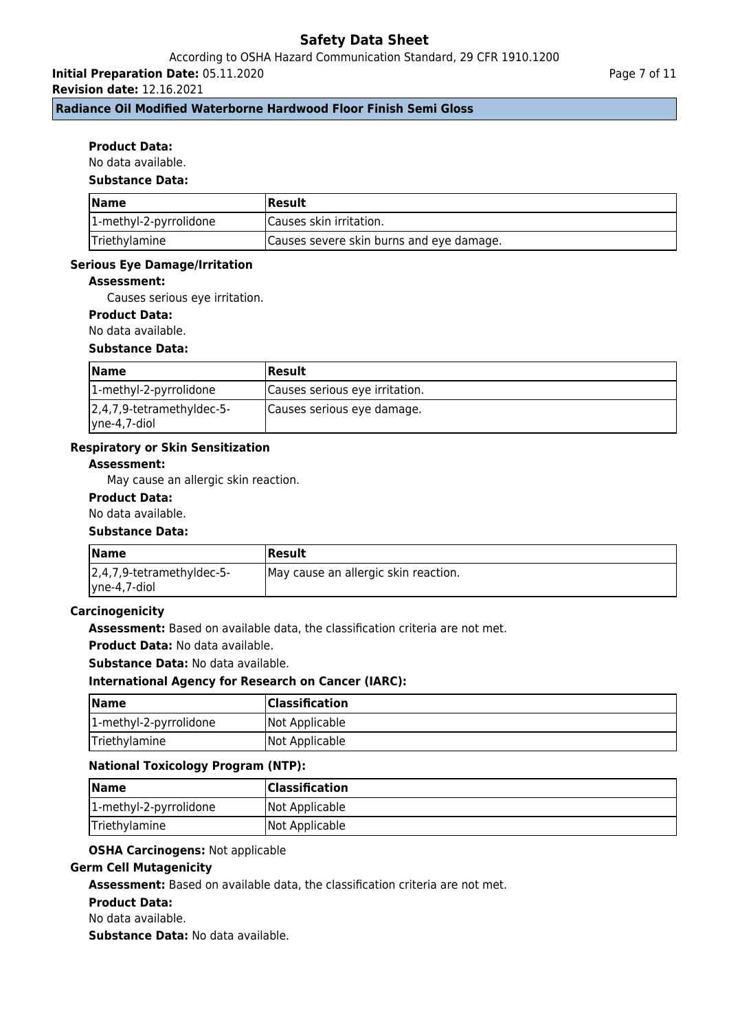**Product Data:**

No data available.

**Substance Data:**

| Name | Result |
|---|---|
| 1-methyl-2-pyrrolidone | Causes skin irritation. |
| Triethylamine | Causes severe skin burns and eye damage. |

**Serious Eye Damage/Irritation**

**Assessment:**

Causes serious eye irritation.

**Product Data:**

No data available.

**Substance Data:**

| Name | Result |
|---|---|
| 1-methyl-2-pyrrolidone | Causes serious eye irritation. |
| 2,4,7,9-tetramethyldec-5-yne-4,7-diol | Causes serious eye damage. |

**Respiratory or Skin Sensitization**

**Assessment:**

May cause an allergic skin reaction.

**Product Data:**

No data available.

**Substance Data:**

| Name | Result |
|---|---|
| 2,4,7,9-tetramethyldec-5-yne-4,7-diol | May cause an allergic skin reaction. |

**Carcinogenicity**

**Assessment:** Based on available data, the classification criteria are not met.

**Product Data:** No data available.

**Substance Data:** No data available.

**International Agency for Research on Cancer (IARC):**

| Name | Classification |
|---|---|
| 1-methyl-2-pyrrolidone | Not Applicable |
| Triethylamine | Not Applicable |

**National Toxicology Program (NTP):**

| Name | Classification |
|---|---|
| 1-methyl-2-pyrrolidone | Not Applicable |
| Triethylamine | Not Applicable |

**OSHA Carcinogens:** Not applicable

**Germ Cell Mutagenicity**

**Assessment:** Based on available data, the classification criteria are not met.

**Product Data:**

No data available.

**Substance Data:** No data available.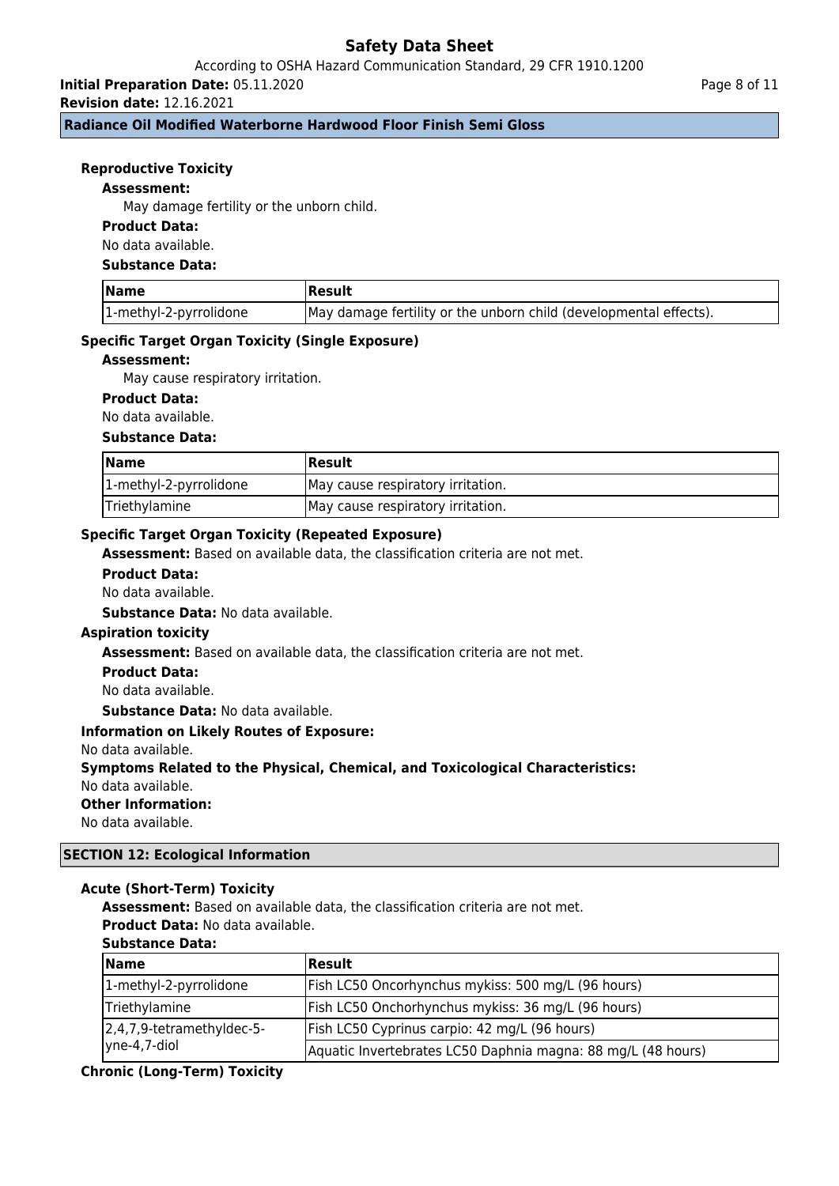### Reproductive Toxicity

**Assessment:**

May damage fertility or the unborn child.

**Product Data:**

No data available.

**Substance Data:**

| Name | Result |
|---|---|
| 1-methyl-2-pyrrolidone | May damage fertility or the unborn child (developmental effects). |

### Specific Target Organ Toxicity (Single Exposure)

**Assessment:**

May cause respiratory irritation.

**Product Data:**

No data available.

**Substance Data:**

| Name | Result |
|---|---|
| 1-methyl-2-pyrrolidone | May cause respiratory irritation. |
| Triethylamine | May cause respiratory irritation. |

### Specific Target Organ Toxicity (Repeated Exposure)

**Assessment:** Based on available data, the classification criteria are not met.

**Product Data:**

No data available.

**Substance Data:** No data available.

### Aspiration toxicity

**Assessment:** Based on available data, the classification criteria are not met.

**Product Data:**

No data available.

**Substance Data:** No data available.

### Information on Likely Routes of Exposure:

No data available.

### Symptoms Related to the Physical, Chemical, and Toxicological Characteristics:

No data available.

### Other Information:

No data available.

## SECTION 12: Ecological Information

### Acute (Short-Term) Toxicity

**Assessment:** Based on available data, the classification criteria are not met.

**Product Data:** No data available.

**Substance Data:**

| Name | Result |
|---|---|
| 1-methyl-2-pyrrolidone | Fish LC50 Oncorhynchus mykiss: 500 mg/L (96 hours) |
| Triethylamine | Fish LC50 Onchorhynchus mykiss: 36 mg/L (96 hours) |
| 2,4,7,9-tetramethyldec-5-yne-4,7-diol | Fish LC50 Cyprinus carpio: 42 mg/L (96 hours) |
| | Aquatic Invertebrates LC50 Daphnia magna: 88 mg/L (48 hours) |

### Chronic (Long-Term) Toxicity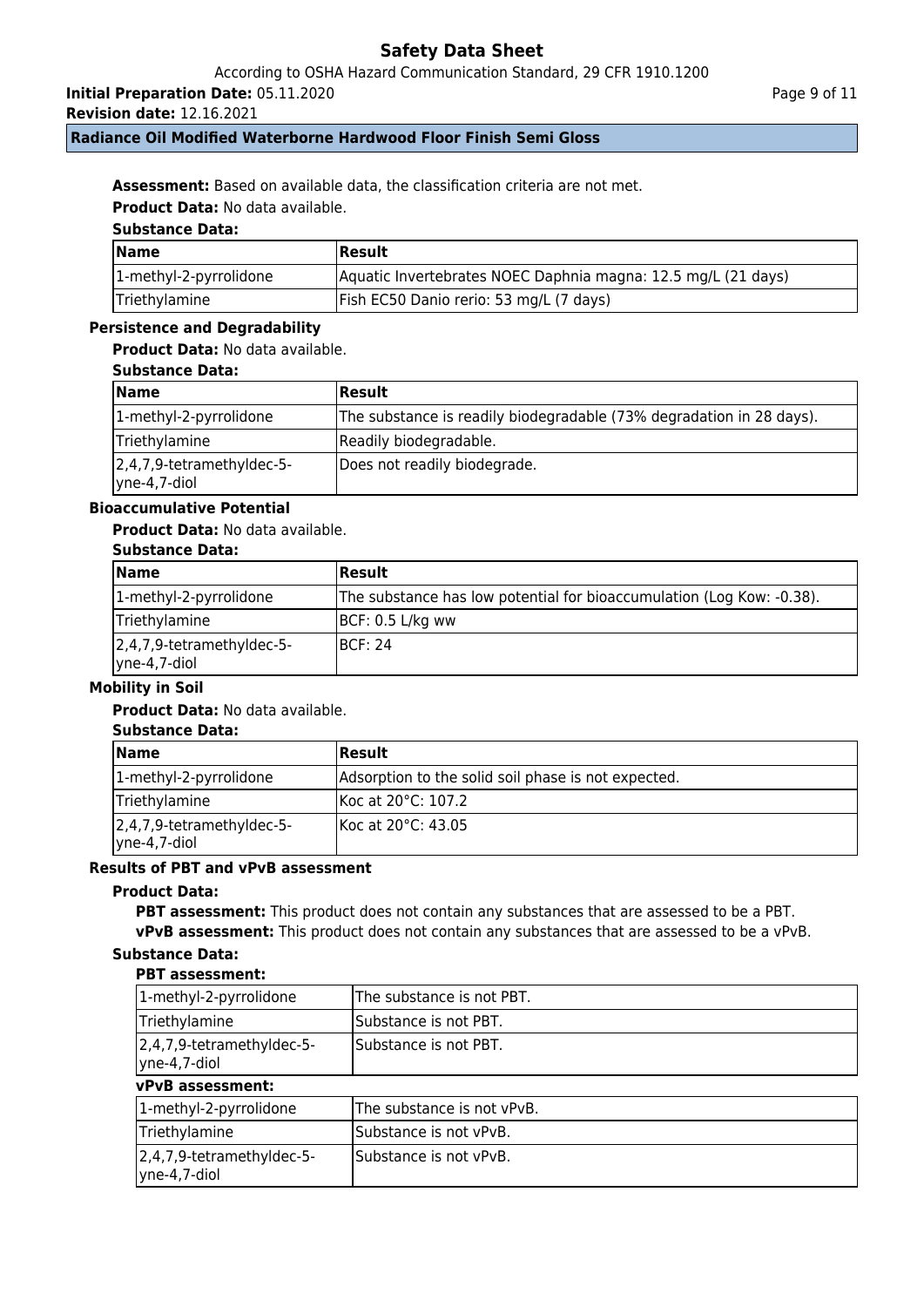**Assessment:** Based on available data, the classification criteria are not met.

**Product Data:** No data available.

**Substance Data:**

| Name | Result |
|---|---|
| 1-methyl-2-pyrrolidone | Aquatic Invertebrates NOEC Daphnia magna: 12.5 mg/L (21 days) |
| Triethylamine | Fish EC50 Danio rerio: 53 mg/L (7 days) |

### Persistence and Degradability

**Product Data:** No data available.

**Substance Data:**

| Name | Result |
|---|---|
| 1-methyl-2-pyrrolidone | The substance is readily biodegradable (73% degradation in 28 days). |
| Triethylamine | Readily biodegradable. |
| 2,4,7,9-tetramethyldec-5-yne-4,7-diol | Does not readily biodegrade. |

### Bioaccumulative Potential

**Product Data:** No data available.

**Substance Data:**

| Name | Result |
|---|---|
| 1-methyl-2-pyrrolidone | The substance has low potential for bioaccumulation (Log Kow: -0.38). |
| Triethylamine | BCF: 0.5 L/kg ww |
| 2,4,7,9-tetramethyldec-5-yne-4,7-diol | BCF: 24 |

### Mobility in Soil

**Product Data:** No data available.

**Substance Data:**

| Name | Result |
|---|---|
| 1-methyl-2-pyrrolidone | Adsorption to the solid soil phase is not expected. |
| Triethylamine | Koc at 20°C: 107.2 |
| 2,4,7,9-tetramethyldec-5-yne-4,7-diol | Koc at 20°C: 43.05 |

### Results of PBT and vPvB assessment

**Product Data:**

**PBT assessment:** This product does not contain any substances that are assessed to be a PBT.

**vPvB assessment:** This product does not contain any substances that are assessed to be a vPvB.

**Substance Data:**

**PBT assessment:**

| Name | Result |
|---|---|
| 1-methyl-2-pyrrolidone | The substance is not PBT. |
| Triethylamine | Substance is not PBT. |
| 2,4,7,9-tetramethyldec-5-yne-4,7-diol | Substance is not PBT. |

**vPvB assessment:**

| Name | Result |
|---|---|
| 1-methyl-2-pyrrolidone | The substance is not vPvB. |
| Triethylamine | Substance is not vPvB. |
| 2,4,7,9-tetramethyldec-5-yne-4,7-diol | Substance is not vPvB. |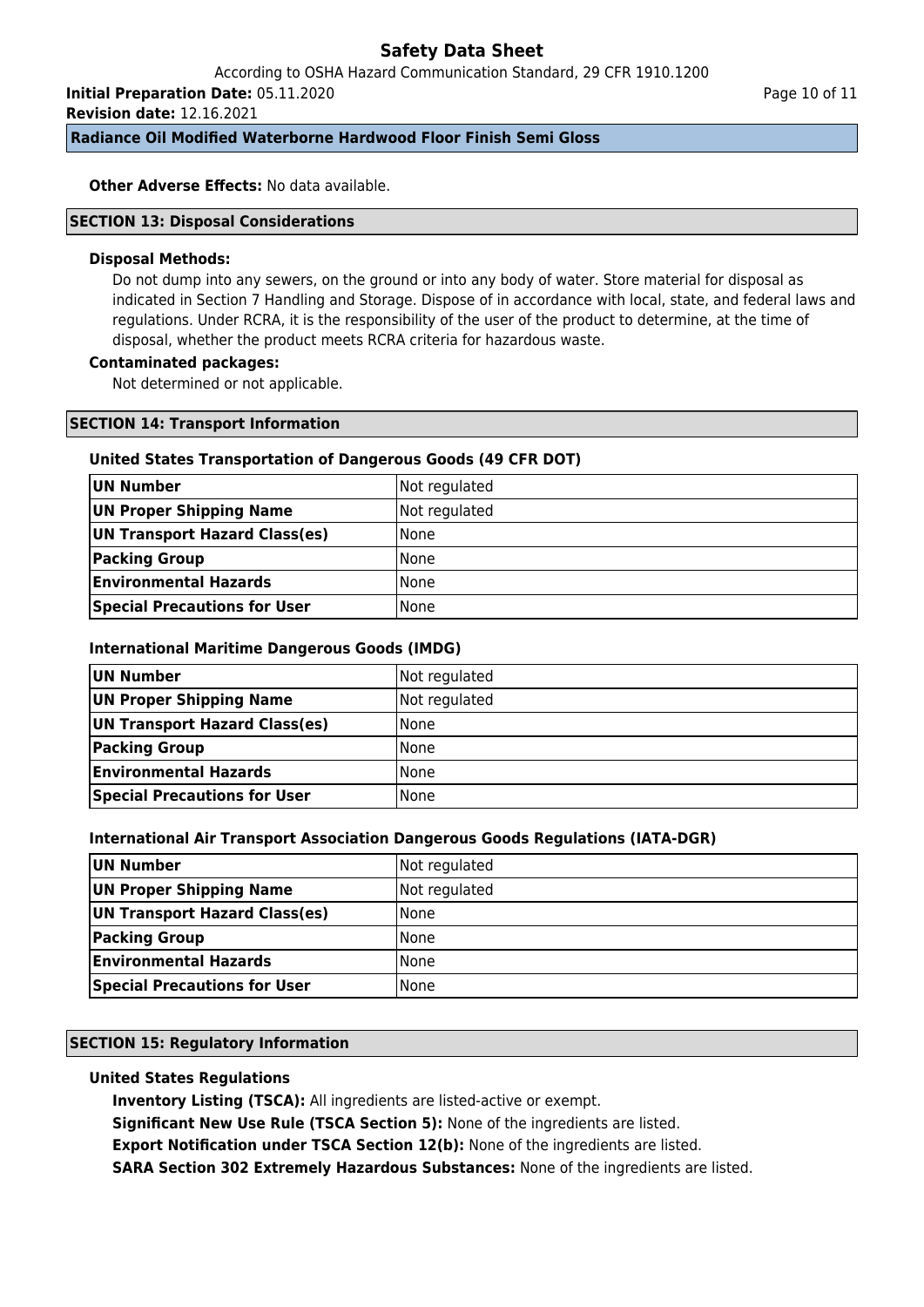**Other Adverse Effects:** No data available.

## SECTION 13: Disposal Considerations

**Disposal Methods:**

Do not dump into any sewers, on the ground or into any body of water. Store material for disposal as indicated in Section 7 Handling and Storage. Dispose of in accordance with local, state, and federal laws and regulations. Under RCRA, it is the responsibility of the user of the product to determine, at the time of disposal, whether the product meets RCRA criteria for hazardous waste.

**Contaminated packages:**

Not determined or not applicable.

## SECTION 14: Transport Information

### United States Transportation of Dangerous Goods (49 CFR DOT)

| | |
|---|---|
| **UN Number** | Not regulated |
| **UN Proper Shipping Name** | Not regulated |
| **UN Transport Hazard Class(es)** | None |
| **Packing Group** | None |
| **Environmental Hazards** | None |
| **Special Precautions for User** | None |

### International Maritime Dangerous Goods (IMDG)

| | |
|---|---|
| **UN Number** | Not regulated |
| **UN Proper Shipping Name** | Not regulated |
| **UN Transport Hazard Class(es)** | None |
| **Packing Group** | None |
| **Environmental Hazards** | None |
| **Special Precautions for User** | None |

### International Air Transport Association Dangerous Goods Regulations (IATA-DGR)

| | |
|---|---|
| **UN Number** | Not regulated |
| **UN Proper Shipping Name** | Not regulated |
| **UN Transport Hazard Class(es)** | None |
| **Packing Group** | None |
| **Environmental Hazards** | None |
| **Special Precautions for User** | None |

## SECTION 15: Regulatory Information

### United States Regulations

**Inventory Listing (TSCA):** All ingredients are listed-active or exempt.

**Significant New Use Rule (TSCA Section 5):** None of the ingredients are listed.

**Export Notification under TSCA Section 12(b):** None of the ingredients are listed.

**SARA Section 302 Extremely Hazardous Substances:** None of the ingredients are listed.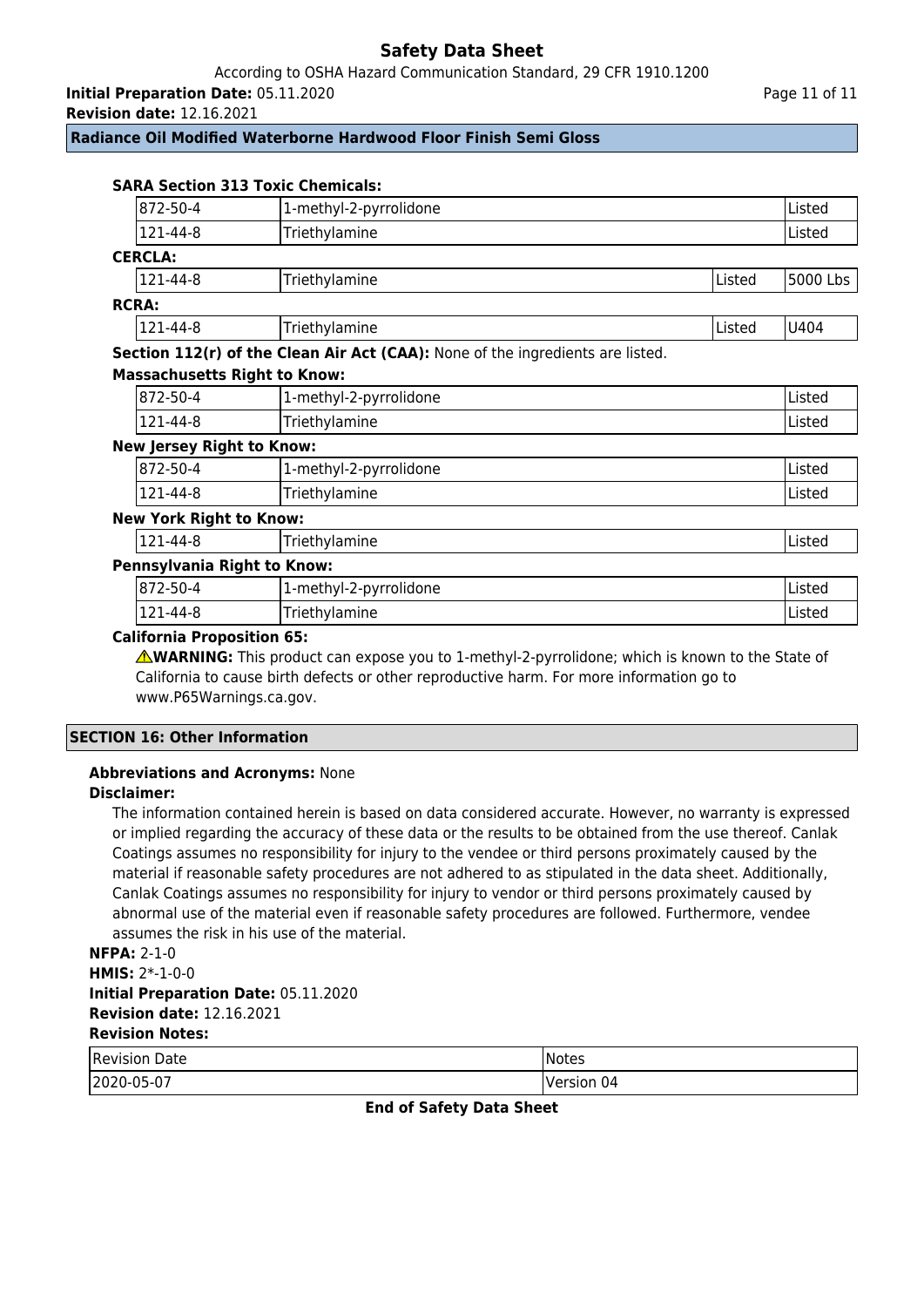**SARA Section 313 Toxic Chemicals:**

| | | |
|---|---|---|
| 872-50-4 | 1-methyl-2-pyrrolidone | Listed |
| 121-44-8 | Triethylamine | Listed |

**CERCLA:**

| | | | |
|---|---|---|---|
| 121-44-8 | Triethylamine | Listed | 5000 Lbs |

**RCRA:**

| | | | |
|---|---|---|---|
| 121-44-8 | Triethylamine | Listed | U404 |

**Section 112(r) of the Clean Air Act (CAA):** None of the ingredients are listed.

**Massachusetts Right to Know:**

| | | |
|---|---|---|
| 872-50-4 | 1-methyl-2-pyrrolidone | Listed |
| 121-44-8 | Triethylamine | Listed |

**New Jersey Right to Know:**

| | | |
|---|---|---|
| 872-50-4 | 1-methyl-2-pyrrolidone | Listed |
| 121-44-8 | Triethylamine | Listed |

**New York Right to Know:**

| | | |
|---|---|---|
| 121-44-8 | Triethylamine | Listed |

**Pennsylvania Right to Know:**

| | | |
|---|---|---|
| 872-50-4 | 1-methyl-2-pyrrolidone | Listed |
| 121-44-8 | Triethylamine | Listed |

**California Proposition 65:**

⚠**WARNING:** This product can expose you to 1-methyl-2-pyrrolidone; which is known to the State of California to cause birth defects or other reproductive harm. For more information go to www.P65Warnings.ca.gov.

## SECTION 16: Other Information

**Abbreviations and Acronyms:** None

**Disclaimer:**

The information contained herein is based on data considered accurate. However, no warranty is expressed or implied regarding the accuracy of these data or the results to be obtained from the use thereof. Canlak Coatings assumes no responsibility for injury to the vendee or third persons proximately caused by the material if reasonable safety procedures are not adhered to as stipulated in the data sheet. Additionally, Canlak Coatings assumes no responsibility for injury to vendor or third persons proximately caused by abnormal use of the material even if reasonable safety procedures are followed. Furthermore, vendee assumes the risk in his use of the material.

**NFPA:** 2-1-0

**HMIS:** 2*-1-0-0

**Initial Preparation Date:** 05.11.2020

**Revision date:** 12.16.2021

**Revision Notes:**

| Revision Date | Notes |
|---|---|
| 2020-05-07 | Version 04 |

**End of Safety Data Sheet**